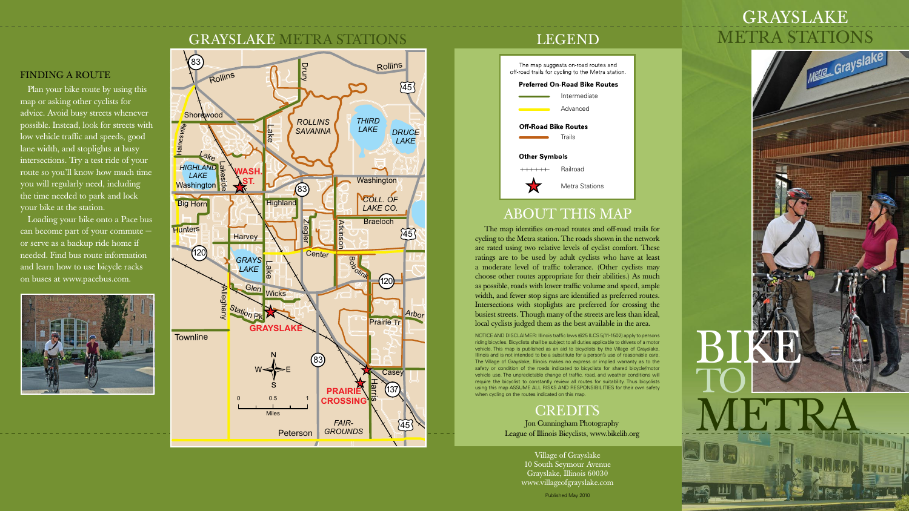## FINDING A ROUTE

Plan your bike route by using this map or asking other cyclists for advice. Avoid busy streets whenever possible. Instead, look for streets with low vehicle traffic and speeds, good lane width, and stoplights at busy intersections. Try a test ride of your route so you'll know how much time you will regularly need, including the time needed to park and lock your bike at the station.

Loading your bike onto a Pace bus can become part of your commute – or serve as a backup ride home if needed. Find bus route information and learn how to use bicycle racks on buses at www.pacebus.com.

# GRAYSLAKE METRA STATIONS

# LEGEND

The map suggests on-road routes and off-road trails for cycling to the Metra station.

**Preferred On-Road Bike Routes**

- Intermediate
- Advanced

**Off-Road Bike Routes**

- Trails

**Other Symbols**

- Railroad
- Metra Stations

# ABOUT THIS MAP

The map identifies on-road routes and off-road trails for cycling to the Metra station. The roads shown in the network are rated using two relative levels of cyclist comfort. These ratings are to be used by adult cyclists who have at least a moderate level of traffic tolerance. (Other cyclists may choose other routes appropriate for their abilities.) As much as possible, roads with lower traffic volume and speed, ample width, and fewer stop signs are identified as preferred routes. Intersections with stoplights are preferred for crossing the busiest streets. Though many of the streets are less than ideal, local cyclists judged them as the best available in the area.

NOTICE AND DISCLAIMER: Illinois traffic laws (625 ILCS 5/11-1502) apply to persons riding bicycles. Bicyclists shall be subject to all duties applicable to drivers of a motor vehicle. This map is published as an aid to bicyclists by the Village of Grayslake, Illinois and is not intended to be a substitute for a person's use of reasonable care. The Village of Grayslake, Illinois makes no express or implied warranty as to the safety or condition of the roads indicated to bicyclists for shared bicycle/motor vehicle use. The unpredictable change of traffic, road, and weather conditions will require the bicyclist to constantly review all routes for suitability. Thus bicyclists using this map ASSUME ALL RISKS AND RESPONSIBILITIES for their own safety when cycling on the routes indicated on this map.

# CREDITS

Jon Cunningham Photography
League of Illinois Bicyclists, www.bikelib.org

Village of Grayslake
10 South Seymour Avenue
Grayslake, Illinois 60030
www.villageofgrayslake.com

Published May 2010

# GRAYSLAKE METRA STATIONS

# BIKE TO METRA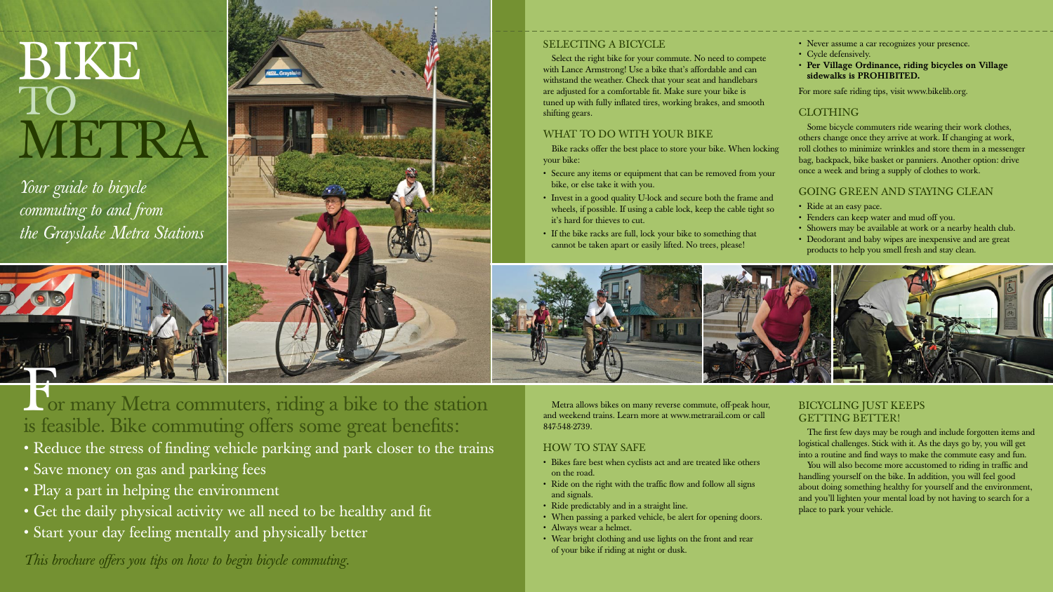# BIKE TO METRA

*Your guide to bicycle commuting to and from the Grayslake Metra Stations*

For many Metra commuters, riding a bike to the station is feasible. Bike commuting offers some great benefits:

- Reduce the stress of finding vehicle parking and park closer to the trains
- Save money on gas and parking fees
- Play a part in helping the environment
- Get the daily physical activity we all need to be healthy and fit
- Start your day feeling mentally and physically better

*This brochure offers you tips on how to begin bicycle commuting.*

## SELECTING A BICYCLE

Select the right bike for your commute. No need to compete with Lance Armstrong! Use a bike that's affordable and can withstand the weather. Check that your seat and handlebars are adjusted for a comfortable fit. Make sure your bike is tuned up with fully inflated tires, working brakes, and smooth shifting gears.

## WHAT TO DO WITH YOUR BIKE

Bike racks offer the best place to store your bike. When locking your bike:

- Secure any items or equipment that can be removed from your bike, or else take it with you.
- Invest in a good quality U-lock and secure both the frame and wheels, if possible. If using a cable lock, keep the cable tight so it's hard for thieves to cut.
- If the bike racks are full, lock your bike to something that cannot be taken apart or easily lifted. No trees, please!

Metra allows bikes on many reverse commute, off-peak hour, and weekend trains. Learn more at www.metrarail.com or call 847-548-2739.

## HOW TO STAY SAFE

- Bikes fare best when cyclists act and are treated like others on the road.
- Ride on the right with the traffic flow and follow all signs and signals.
- Ride predictably and in a straight line.
- When passing a parked vehicle, be alert for opening doors.
- Always wear a helmet.
- Wear bright clothing and use lights on the front and rear of your bike if riding at night or dusk.
- Never assume a car recognizes your presence.
- Cycle defensively.
- **Per Village Ordinance, riding bicycles on Village sidewalks is PROHIBITED.**

For more safe riding tips, visit www.bikelib.org.

## CLOTHING

Some bicycle commuters ride wearing their work clothes, others change once they arrive at work. If changing at work, roll clothes to minimize wrinkles and store them in a messenger bag, backpack, bike basket or panniers. Another option: drive once a week and bring a supply of clothes to work.

## GOING GREEN AND STAYING CLEAN

- Ride at an easy pace.
- Fenders can keep water and mud off you.
- Showers may be available at work or a nearby health club.
- Deodorant and baby wipes are inexpensive and are great products to help you smell fresh and stay clean.

## BICYCLING JUST KEEPS GETTING BETTER!

The first few days may be rough and include forgotten items and logistical challenges. Stick with it. As the days go by, you will get into a routine and find ways to make the commute easy and fun.

You will also become more accustomed to riding in traffic and handling yourself on the bike. In addition, you will feel good about doing something healthy for yourself and the environment, and you'll lighten your mental load by not having to search for a place to park your vehicle.